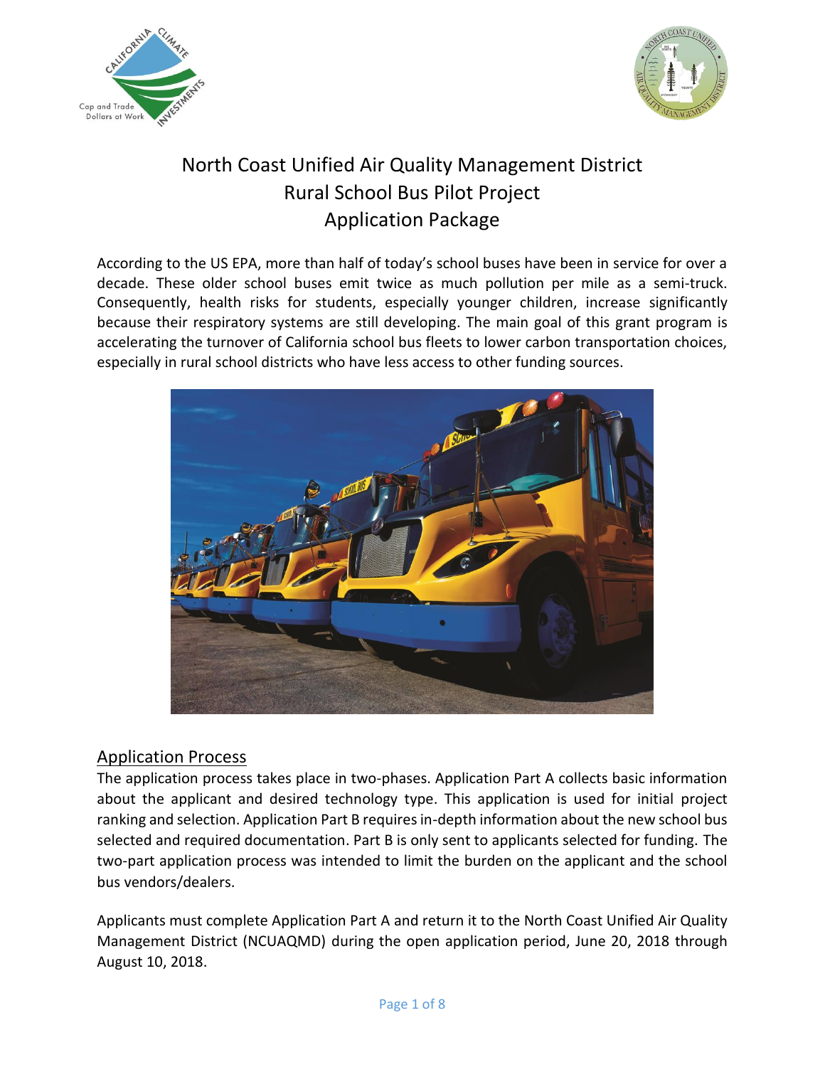# North Coast Unified Air Quality Management District
# Rural School Bus Pilot Project
# Application Package

According to the US EPA, more than half of today's school buses have been in service for over a decade. These older school buses emit twice as much pollution per mile as a semi-truck. Consequently, health risks for students, especially younger children, increase significantly because their respiratory systems are still developing. The main goal of this grant program is accelerating the turnover of California school bus fleets to lower carbon transportation choices, especially in rural school districts who have less access to other funding sources.

## Application Process

The application process takes place in two-phases. Application Part A collects basic information about the applicant and desired technology type. This application is used for initial project ranking and selection. Application Part B requires in-depth information about the new school bus selected and required documentation. Part B is only sent to applicants selected for funding. The two-part application process was intended to limit the burden on the applicant and the school bus vendors/dealers.

Applicants must complete Application Part A and return it to the North Coast Unified Air Quality Management District (NCUAQMD) during the open application period, June 20, 2018 through August 10, 2018.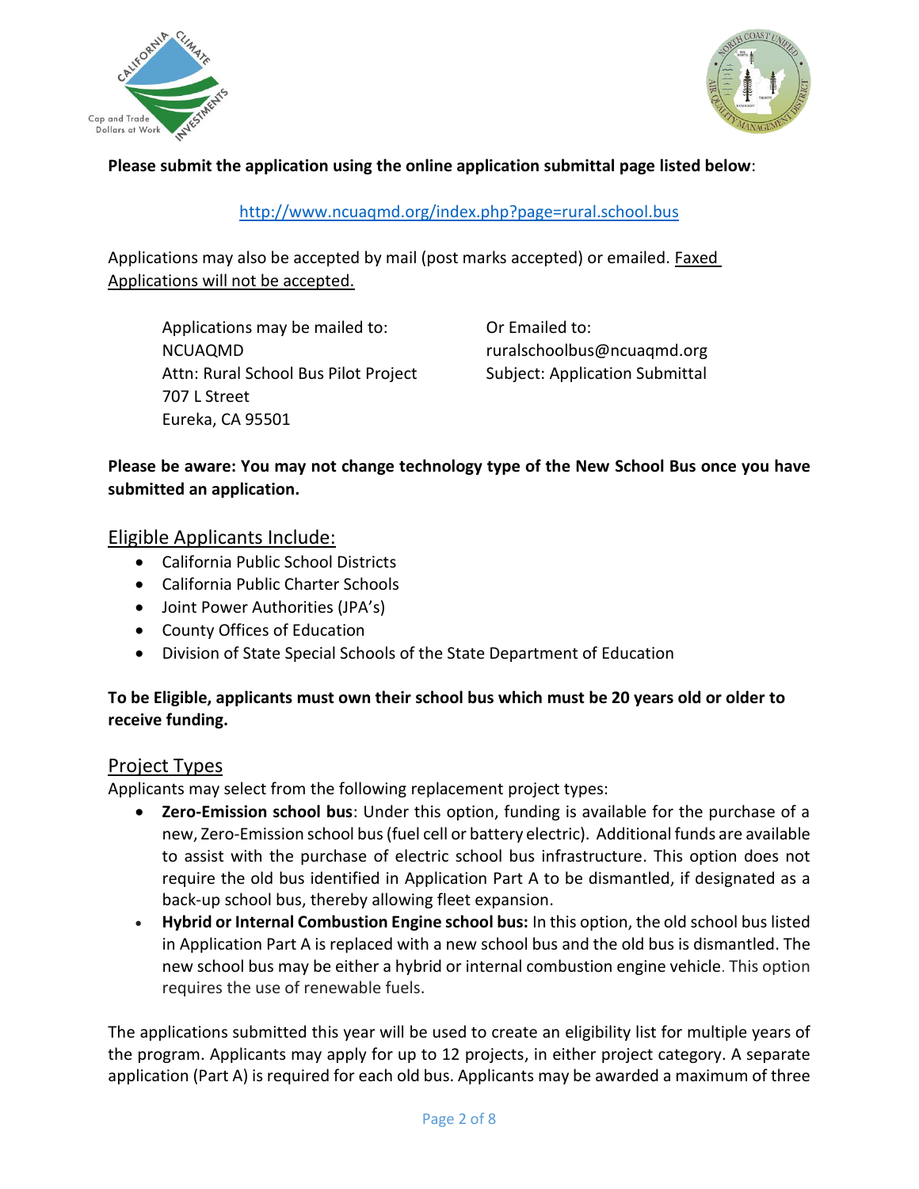**Please submit the application using the online application submittal page listed below**:

http://www.ncuaqmd.org/index.php?page=rural.school.bus

Applications may also be accepted by mail (post marks accepted) or emailed. Faxed Applications will not be accepted.

Applications may be mailed to:
NCUAQMD
Attn: Rural School Bus Pilot Project
707 L Street
Eureka, CA 95501

Or Emailed to:
ruralschoolbus@ncuaqmd.org
Subject: Application Submittal

**Please be aware: You may not change technology type of the New School Bus once you have submitted an application.**

## Eligible Applicants Include:

- California Public School Districts
- California Public Charter Schools
- Joint Power Authorities (JPA's)
- County Offices of Education
- Division of State Special Schools of the State Department of Education

**To be Eligible, applicants must own their school bus which must be 20 years old or older to receive funding.**

## Project Types

Applicants may select from the following replacement project types:

- **Zero-Emission school bus**: Under this option, funding is available for the purchase of a new, Zero-Emission school bus (fuel cell or battery electric). Additional funds are available to assist with the purchase of electric school bus infrastructure. This option does not require the old bus identified in Application Part A to be dismantled, if designated as a back-up school bus, thereby allowing fleet expansion.
- **Hybrid or Internal Combustion Engine school bus:** In this option, the old school bus listed in Application Part A is replaced with a new school bus and the old bus is dismantled. The new school bus may be either a hybrid or internal combustion engine vehicle. This option requires the use of renewable fuels.

The applications submitted this year will be used to create an eligibility list for multiple years of the program. Applicants may apply for up to 12 projects, in either project category. A separate application (Part A) is required for each old bus. Applicants may be awarded a maximum of three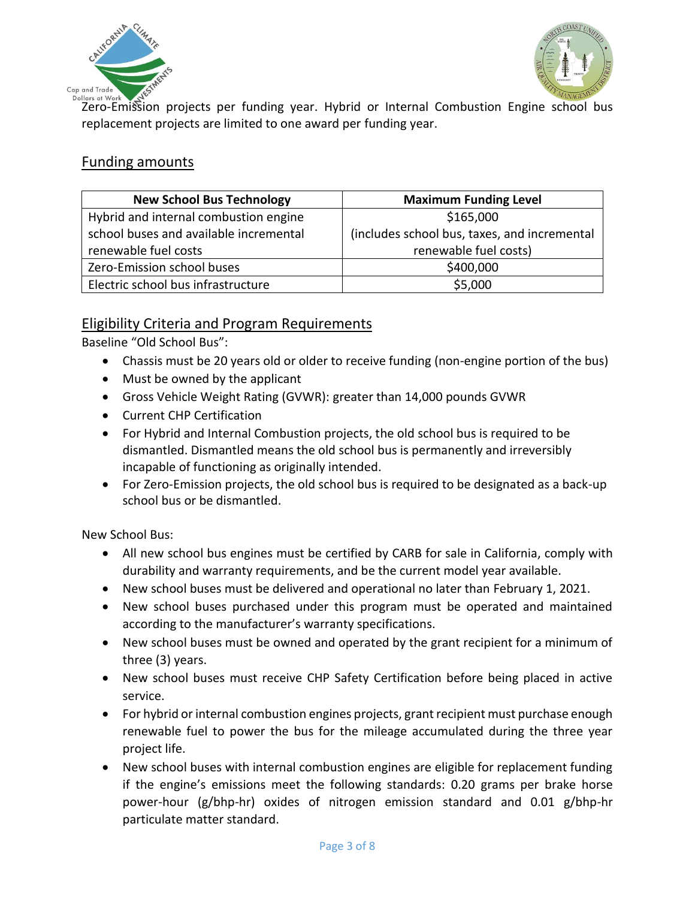Zero-Emission projects per funding year. Hybrid or Internal Combustion Engine school bus replacement projects are limited to one award per funding year.

## Funding amounts

| New School Bus Technology | Maximum Funding Level |
|---|---|
| Hybrid and internal combustion engine school buses and available incremental renewable fuel costs | $165,000 (includes school bus, taxes, and incremental renewable fuel costs) |
| Zero-Emission school buses | $400,000 |
| Electric school bus infrastructure | $5,000 |

## Eligibility Criteria and Program Requirements

Baseline "Old School Bus":

- Chassis must be 20 years old or older to receive funding (non-engine portion of the bus)
- Must be owned by the applicant
- Gross Vehicle Weight Rating (GVWR): greater than 14,000 pounds GVWR
- Current CHP Certification
- For Hybrid and Internal Combustion projects, the old school bus is required to be dismantled. Dismantled means the old school bus is permanently and irreversibly incapable of functioning as originally intended.
- For Zero-Emission projects, the old school bus is required to be designated as a back-up school bus or be dismantled.

New School Bus:

- All new school bus engines must be certified by CARB for sale in California, comply with durability and warranty requirements, and be the current model year available.
- New school buses must be delivered and operational no later than February 1, 2021.
- New school buses purchased under this program must be operated and maintained according to the manufacturer's warranty specifications.
- New school buses must be owned and operated by the grant recipient for a minimum of three (3) years.
- New school buses must receive CHP Safety Certification before being placed in active service.
- For hybrid or internal combustion engines projects, grant recipient must purchase enough renewable fuel to power the bus for the mileage accumulated during the three year project life.
- New school buses with internal combustion engines are eligible for replacement funding if the engine's emissions meet the following standards: 0.20 grams per brake horse power-hour (g/bhp-hr) oxides of nitrogen emission standard and 0.01 g/bhp-hr particulate matter standard.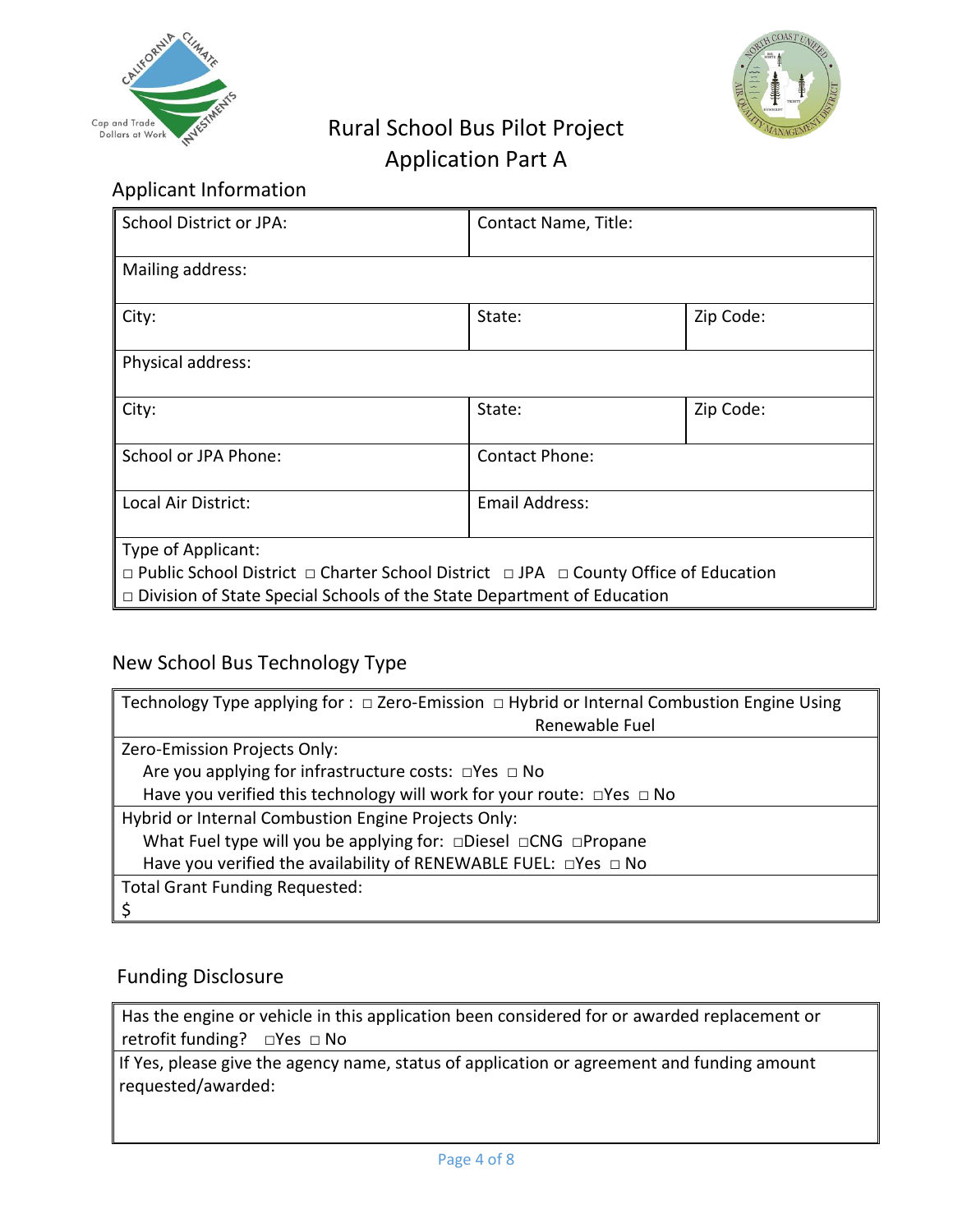# Rural School Bus Pilot Project
## Application Part A

### Applicant Information

| School District or JPA: | Contact Name, Title: | |
|---|---|---|
| Mailing address: | | |
| City: | State: | Zip Code: |
| Physical address: | | |
| City: | State: | Zip Code: |
| School or JPA Phone: | Contact Phone: | |
| Local Air District: | Email Address: | |
| Type of Applicant: □ Public School District □ Charter School District □ JPA □ County Office of Education □ Division of State Special Schools of the State Department of Education | | |

### New School Bus Technology Type

| Technology Type applying for : □ Zero-Emission □ Hybrid or Internal Combustion Engine Using Renewable Fuel |
|---|
| Zero-Emission Projects Only:<br>Are you applying for infrastructure costs: □Yes □ No<br>Have you verified this technology will work for your route: □Yes □ No |
| Hybrid or Internal Combustion Engine Projects Only:<br>What Fuel type will you be applying for: □Diesel □CNG □Propane<br>Have you verified the availability of RENEWABLE FUEL: □Yes □ No |
| Total Grant Funding Requested:<br>$ |

### Funding Disclosure

| Has the engine or vehicle in this application been considered for or awarded replacement or retrofit funding? □Yes □ No |
|---|
| If Yes, please give the agency name, status of application or agreement and funding amount requested/awarded: |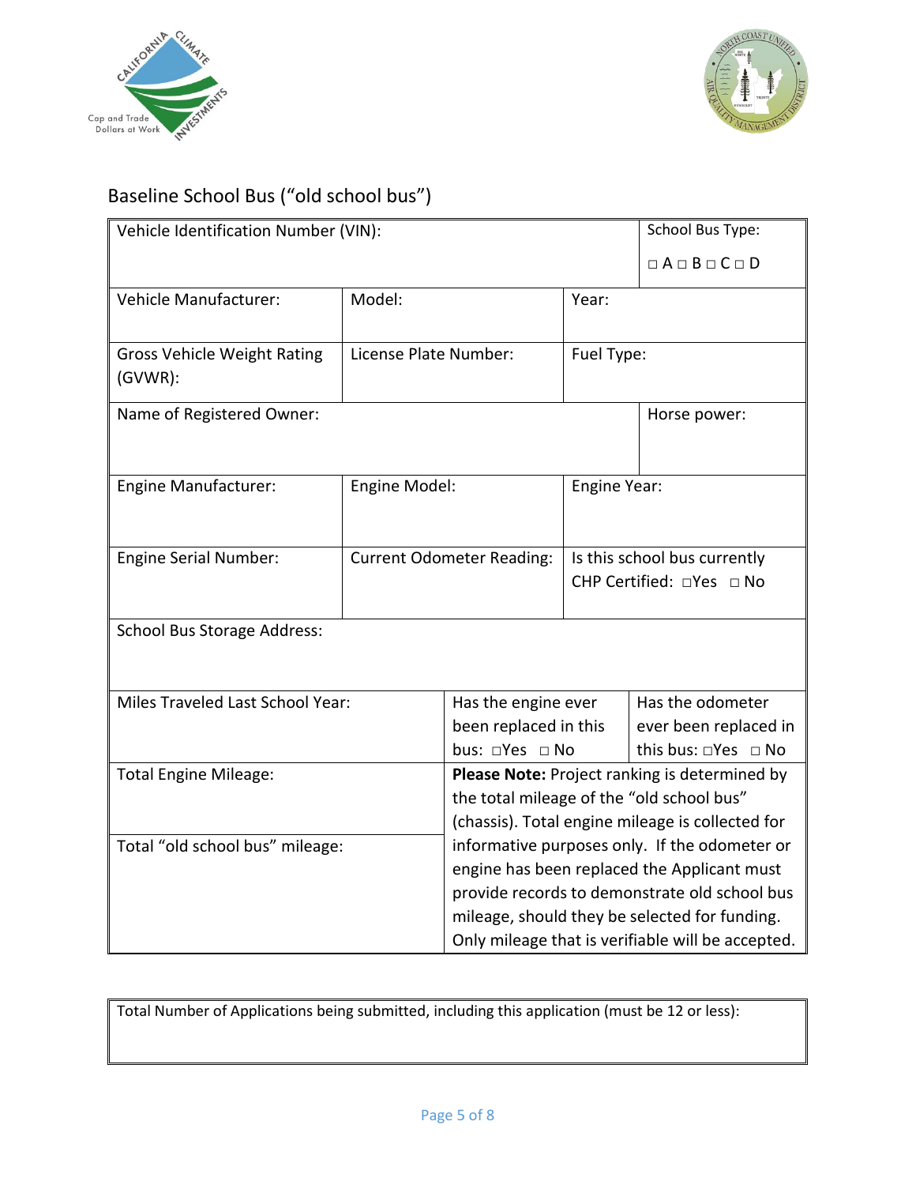## Baseline School Bus ("old school bus")

| Vehicle Identification Number (VIN): | | | School Bus Type: □ A □ B □ C □ D |
|---|---|---|---|
| Vehicle Manufacturer: | Model: | Year: | |
| Gross Vehicle Weight Rating (GVWR): | License Plate Number: | Fuel Type: | |
| Name of Registered Owner: | | | Horse power: |
| Engine Manufacturer: | Engine Model: | Engine Year: | |
| Engine Serial Number: | Current Odometer Reading: | Is this school bus currently CHP Certified: □Yes □ No | |
| School Bus Storage Address: | | | |
| Miles Traveled Last School Year: | | Has the engine ever been replaced in this bus: □Yes □ No | Has the odometer ever been replaced in this bus: □Yes □ No |
| Total Engine Mileage: | **Please Note:** Project ranking is determined by the total mileage of the "old school bus" (chassis). Total engine mileage is collected for informative purposes only. If the odometer or engine has been replaced the Applicant must provide records to demonstrate old school bus mileage, should they be selected for funding. Only mileage that is verifiable will be accepted. | | |
| Total "old school bus" mileage: | | | |

| Total Number of Applications being submitted, including this application (must be 12 or less): |
|---|
| |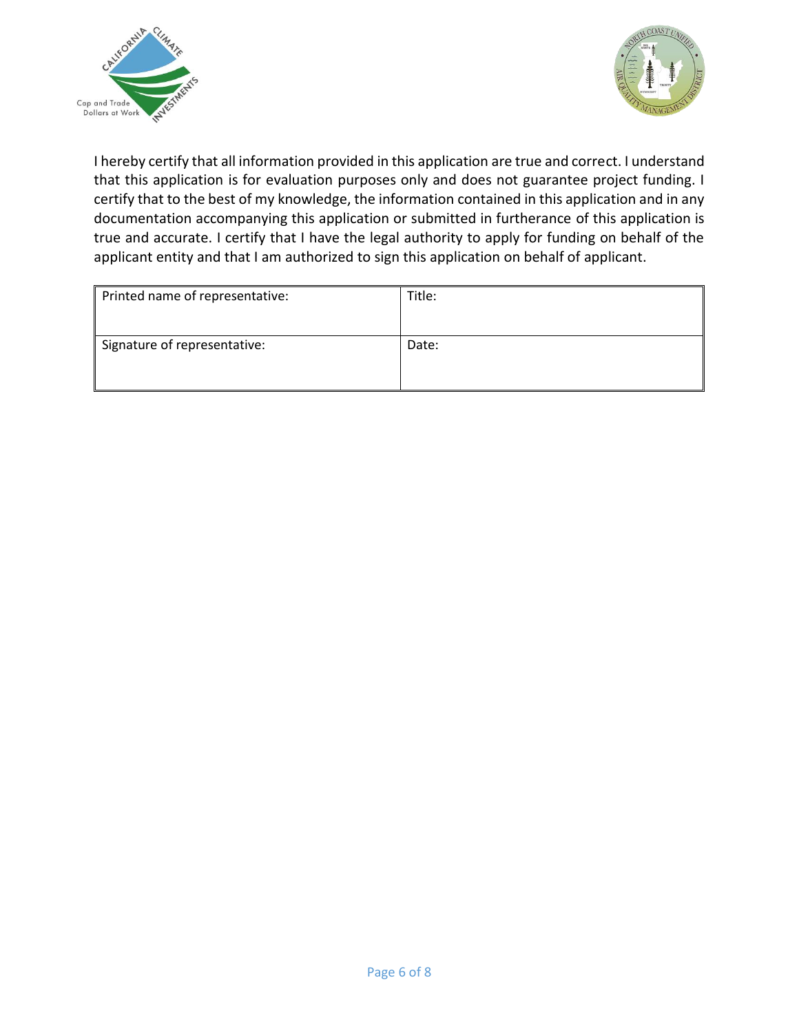I hereby certify that all information provided in this application are true and correct. I understand that this application is for evaluation purposes only and does not guarantee project funding. I certify that to the best of my knowledge, the information contained in this application and in any documentation accompanying this application or submitted in furtherance of this application is true and accurate. I certify that I have the legal authority to apply for funding on behalf of the applicant entity and that I am authorized to sign this application on behalf of applicant.

| Printed name of representative: | Title: |
| --- | --- |
| Signature of representative: | Date: |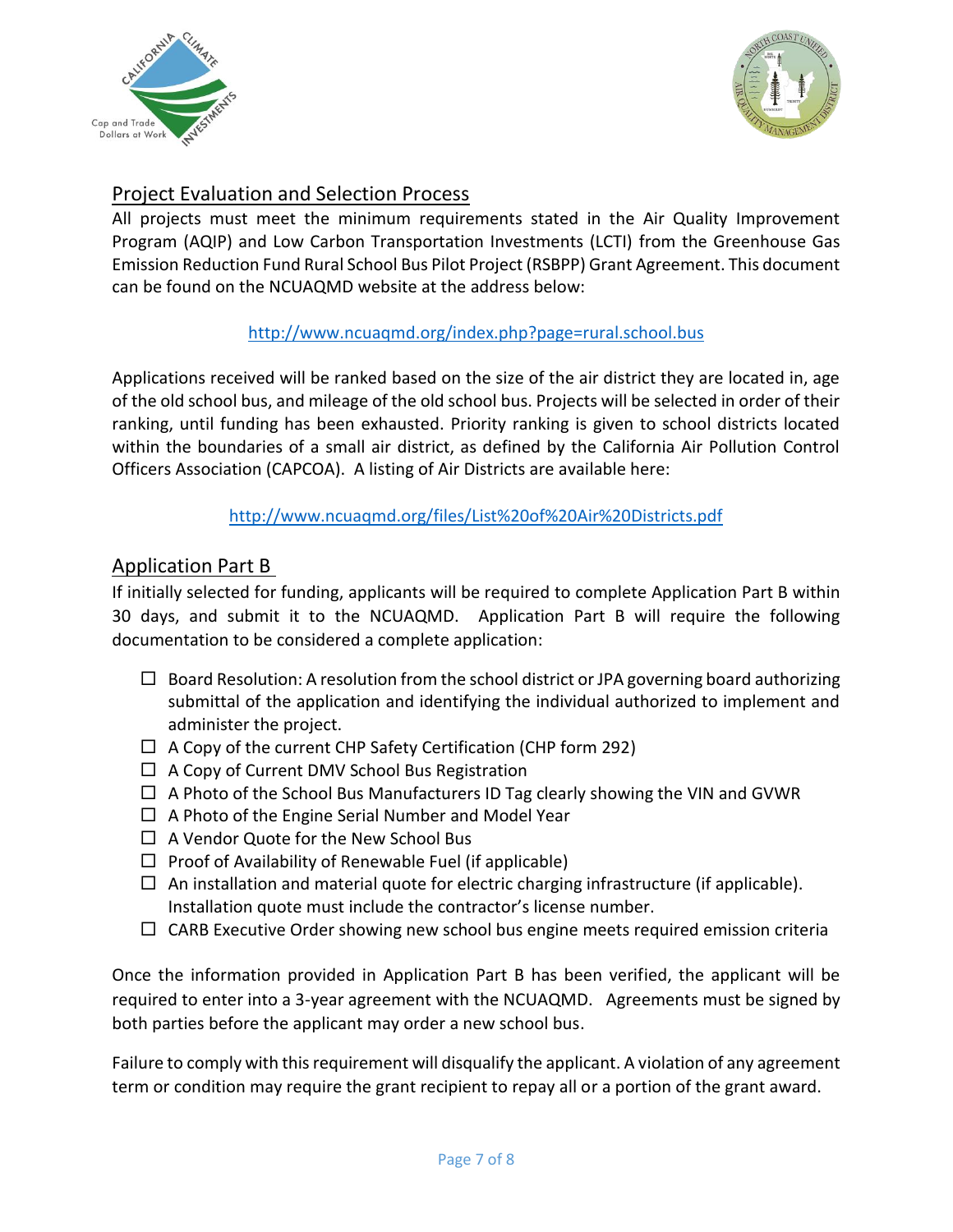## Project Evaluation and Selection Process

All projects must meet the minimum requirements stated in the Air Quality Improvement Program (AQIP) and Low Carbon Transportation Investments (LCTI) from the Greenhouse Gas Emission Reduction Fund Rural School Bus Pilot Project (RSBPP) Grant Agreement. This document can be found on the NCUAQMD website at the address below:

http://www.ncuaqmd.org/index.php?page=rural.school.bus

Applications received will be ranked based on the size of the air district they are located in, age of the old school bus, and mileage of the old school bus. Projects will be selected in order of their ranking, until funding has been exhausted. Priority ranking is given to school districts located within the boundaries of a small air district, as defined by the California Air Pollution Control Officers Association (CAPCOA). A listing of Air Districts are available here:

http://www.ncuaqmd.org/files/List%20of%20Air%20Districts.pdf

## Application Part B

If initially selected for funding, applicants will be required to complete Application Part B within 30 days, and submit it to the NCUAQMD. Application Part B will require the following documentation to be considered a complete application:

- ☐ Board Resolution: A resolution from the school district or JPA governing board authorizing submittal of the application and identifying the individual authorized to implement and administer the project.
- ☐ A Copy of the current CHP Safety Certification (CHP form 292)
- ☐ A Copy of Current DMV School Bus Registration
- ☐ A Photo of the School Bus Manufacturers ID Tag clearly showing the VIN and GVWR
- ☐ A Photo of the Engine Serial Number and Model Year
- ☐ A Vendor Quote for the New School Bus
- ☐ Proof of Availability of Renewable Fuel (if applicable)
- ☐ An installation and material quote for electric charging infrastructure (if applicable). Installation quote must include the contractor's license number.
- ☐ CARB Executive Order showing new school bus engine meets required emission criteria

Once the information provided in Application Part B has been verified, the applicant will be required to enter into a 3-year agreement with the NCUAQMD. Agreements must be signed by both parties before the applicant may order a new school bus.

Failure to comply with this requirement will disqualify the applicant. A violation of any agreement term or condition may require the grant recipient to repay all or a portion of the grant award.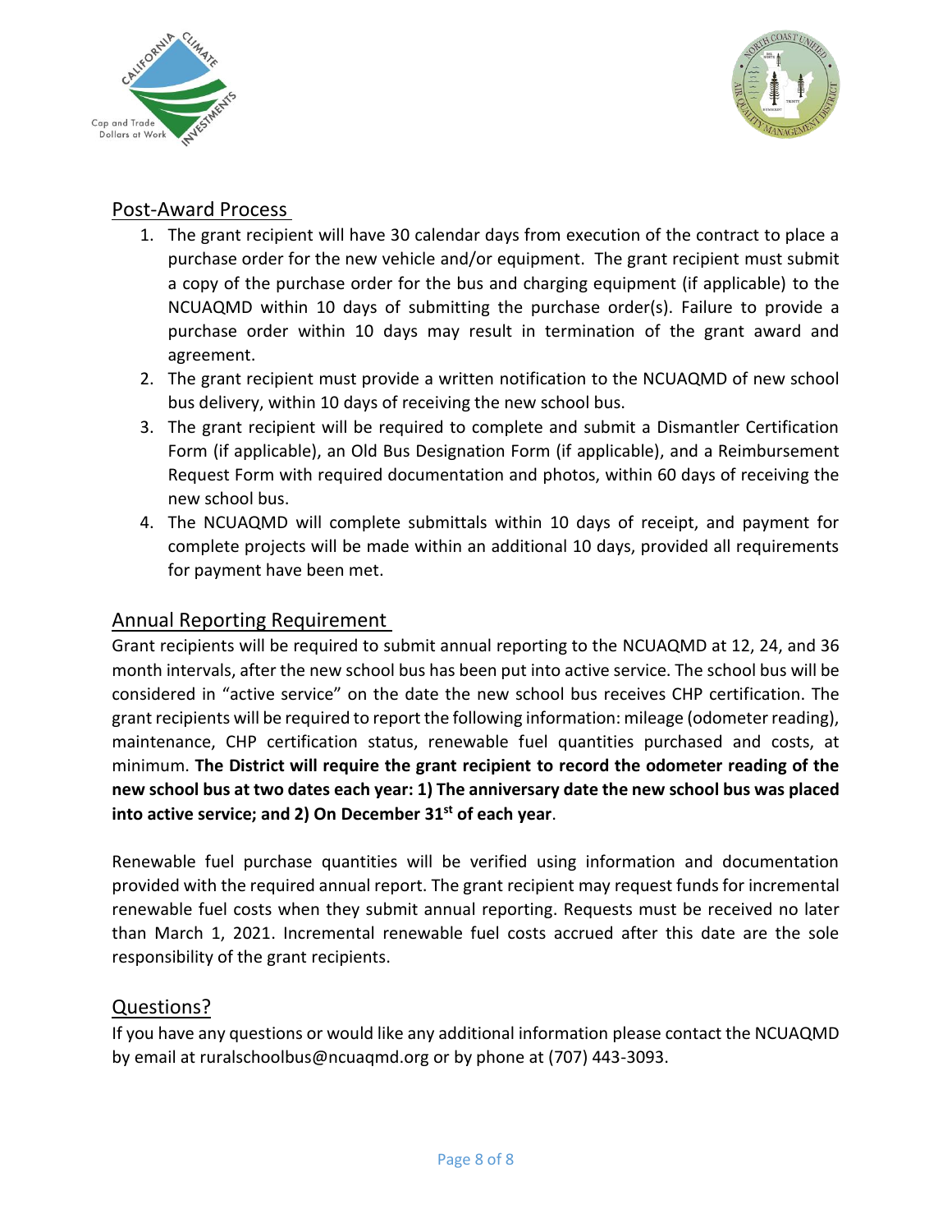## Post-Award Process

1. The grant recipient will have 30 calendar days from execution of the contract to place a purchase order for the new vehicle and/or equipment. The grant recipient must submit a copy of the purchase order for the bus and charging equipment (if applicable) to the NCUAQMD within 10 days of submitting the purchase order(s). Failure to provide a purchase order within 10 days may result in termination of the grant award and agreement.
2. The grant recipient must provide a written notification to the NCUAQMD of new school bus delivery, within 10 days of receiving the new school bus.
3. The grant recipient will be required to complete and submit a Dismantler Certification Form (if applicable), an Old Bus Designation Form (if applicable), and a Reimbursement Request Form with required documentation and photos, within 60 days of receiving the new school bus.
4. The NCUAQMD will complete submittals within 10 days of receipt, and payment for complete projects will be made within an additional 10 days, provided all requirements for payment have been met.

## Annual Reporting Requirement

Grant recipients will be required to submit annual reporting to the NCUAQMD at 12, 24, and 36 month intervals, after the new school bus has been put into active service. The school bus will be considered in "active service" on the date the new school bus receives CHP certification. The grant recipients will be required to report the following information: mileage (odometer reading), maintenance, CHP certification status, renewable fuel quantities purchased and costs, at minimum. **The District will require the grant recipient to record the odometer reading of the new school bus at two dates each year: 1) The anniversary date the new school bus was placed into active service; and 2) On December 31st of each year**.

Renewable fuel purchase quantities will be verified using information and documentation provided with the required annual report. The grant recipient may request funds for incremental renewable fuel costs when they submit annual reporting. Requests must be received no later than March 1, 2021. Incremental renewable fuel costs accrued after this date are the sole responsibility of the grant recipients.

## Questions?

If you have any questions or would like any additional information please contact the NCUAQMD by email at ruralschoolbus@ncuaqmd.org or by phone at (707) 443-3093.